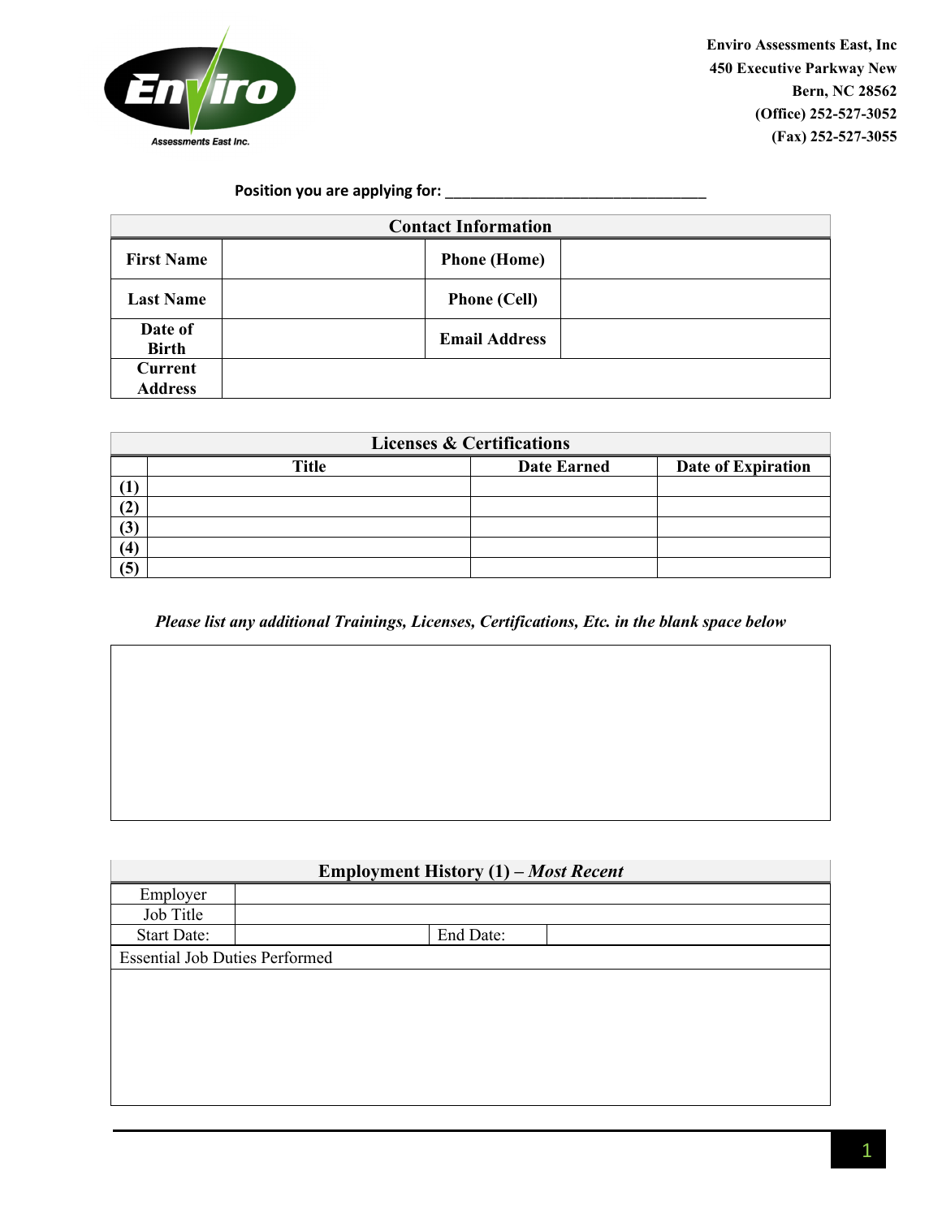**Enviro Assessments East, Inc**
450 Executive Parkway New Bern, NC 28562
(Office) 252-527-3052
(Fax) 252-527-3055

**Position you are applying for:** ________________________________

| Contact Information | | | |
|---|---|---|---|
| **First Name** | | **Phone (Home)** | |
| **Last Name** | | **Phone (Cell)** | |
| **Date of Birth** | | **Email Address** | |
| **Current Address** | | | |

| Licenses & Certifications | | | |
|---|---|---|---|
| | **Title** | **Date Earned** | **Date of Expiration** |
| **(1)** | | | |
| **(2)** | | | |
| **(3)** | | | |
| **(4)** | | | |
| **(5)** | | | |

***Please list any additional Trainings, Licenses, Certifications, Etc. in the blank space below***

| |
|---|
| |

| Employment History (1) – *Most Recent* | | | |
|---|---|---|---|
| Employer | | | |
| Job Title | | | |
| Start Date: | | End Date: | |
| Essential Job Duties Performed | | | |
| | | | |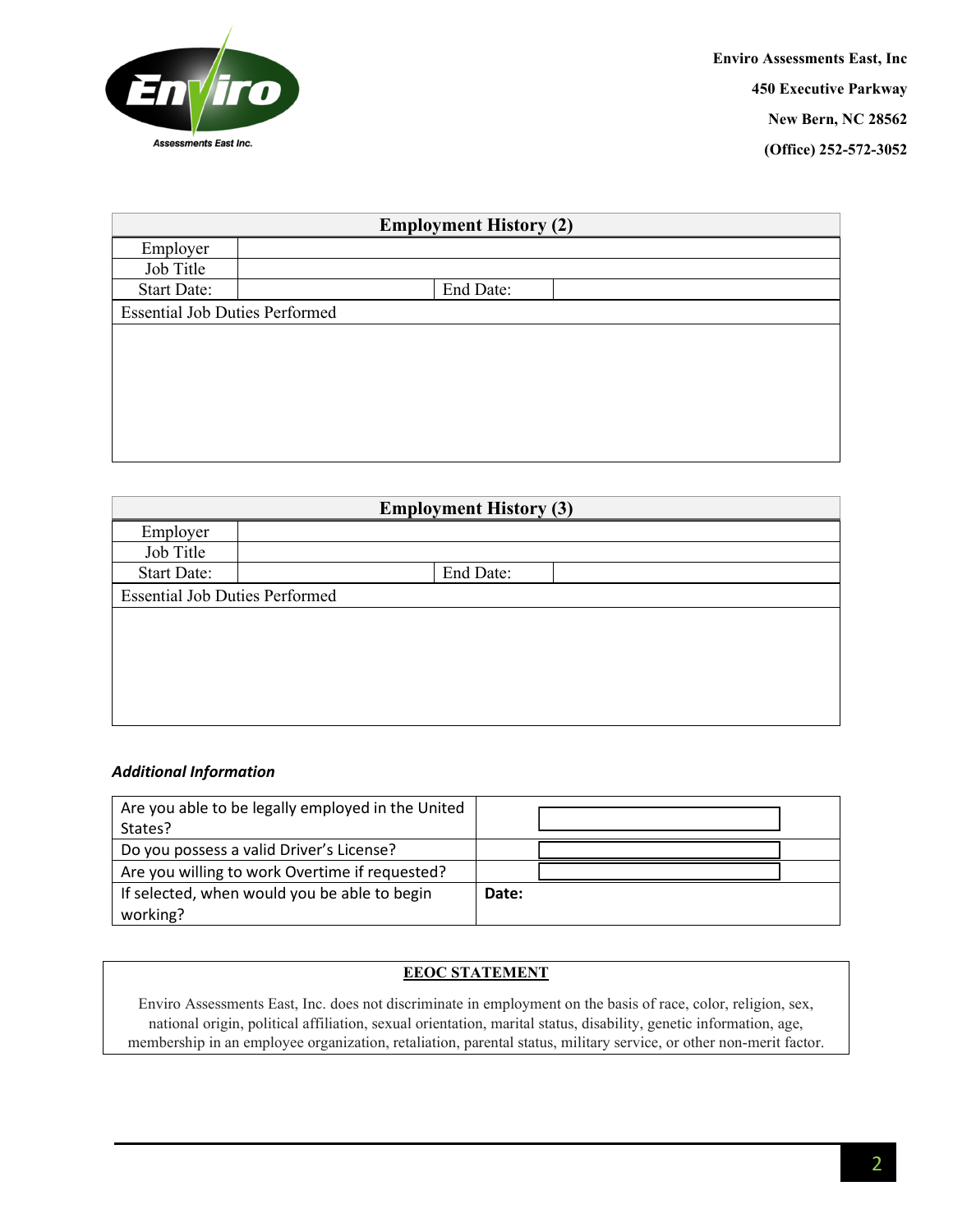**Enviro Assessments East, Inc**
**450 Executive Parkway**
**New Bern, NC 28562**
**(Office) 252-572-3052**

| Employment History (2) | | | |
|---|---|---|---|
| Employer | | | |
| Job Title | | | |
| Start Date: | | End Date: | |
| Essential Job Duties Performed | | | |
| | | | |

| Employment History (3) | | | |
|---|---|---|---|
| Employer | | | |
| Job Title | | | |
| Start Date: | | End Date: | |
| Essential Job Duties Performed | | | |
| | | | |

***Additional Information***

| | |
|---|---|
| Are you able to be legally employed in the United States? | |
| Do you possess a valid Driver's License? | |
| Are you willing to work Overtime if requested? | |
| If selected, when would you be able to begin working? | **Date:** |

**EEOC STATEMENT**

Enviro Assessments East, Inc. does not discriminate in employment on the basis of race, color, religion, sex, national origin, political affiliation, sexual orientation, marital status, disability, genetic information, age, membership in an employee organization, retaliation, parental status, military service, or other non-merit factor.